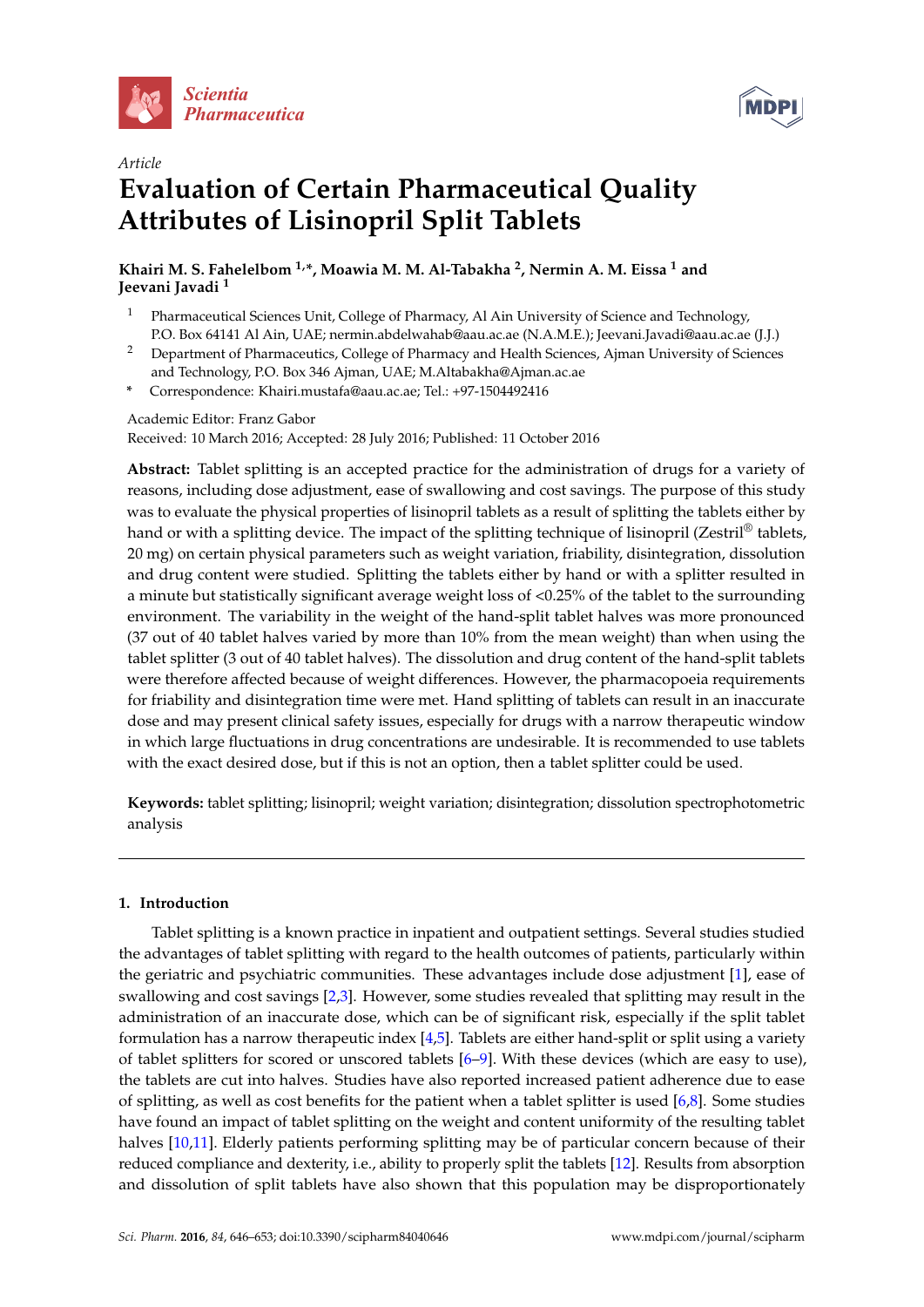Article

# Evaluation of Certain Pharmaceutical Quality Attributes of Lisinopril Split Tablets

**Khairi M. S. Fahelelbom [1,*], Moawia M. M. Al-Tabakha [2], Nermin A. M. Eissa [1] and Jeevani Javadi [1]**

[1] Pharmaceutical Sciences Unit, College of Pharmacy, Al Ain University of Science and Technology, P.O. Box 64141 Al Ain, UAE; nermin.abdelwahab@aau.ac.ae (N.A.M.E.); Jeevani.Javadi@aau.ac.ae (J.J.)

[2] Department of Pharmaceutics, College of Pharmacy and Health Sciences, Ajman University of Sciences and Technology, P.O. Box 346 Ajman, UAE; M.Altabakha@Ajman.ac.ae

\* Correspondence: Khairi.mustafa@aau.ac.ae; Tel.: +97-1504492416

Academic Editor: Franz Gabor

Received: 10 March 2016; Accepted: 28 July 2016; Published: 11 October 2016

**Abstract:** Tablet splitting is an accepted practice for the administration of drugs for a variety of reasons, including dose adjustment, ease of swallowing and cost savings. The purpose of this study was to evaluate the physical properties of lisinopril tablets as a result of splitting the tablets either by hand or with a splitting device. The impact of the splitting technique of lisinopril (Zestril® tablets, 20 mg) on certain physical parameters such as weight variation, friability, disintegration, dissolution and drug content were studied. Splitting the tablets either by hand or with a splitter resulted in a minute but statistically significant average weight loss of <0.25% of the tablet to the surrounding environment. The variability in the weight of the hand-split tablet halves was more pronounced (37 out of 40 tablet halves varied by more than 10% from the mean weight) than when using the tablet splitter (3 out of 40 tablet halves). The dissolution and drug content of the hand-split tablets were therefore affected because of weight differences. However, the pharmacopoeia requirements for friability and disintegration time were met. Hand splitting of tablets can result in an inaccurate dose and may present clinical safety issues, especially for drugs with a narrow therapeutic window in which large fluctuations in drug concentrations are undesirable. It is recommended to use tablets with the exact desired dose, but if this is not an option, then a tablet splitter could be used.

**Keywords:** tablet splitting; lisinopril; weight variation; disintegration; dissolution spectrophotometric analysis

## 1. Introduction

Tablet splitting is a known practice in inpatient and outpatient settings. Several studies studied the advantages of tablet splitting with regard to the health outcomes of patients, particularly within the geriatric and psychiatric communities. These advantages include dose adjustment [1], ease of swallowing and cost savings [2,3]. However, some studies revealed that splitting may result in the administration of an inaccurate dose, which can be of significant risk, especially if the split tablet formulation has a narrow therapeutic index [4,5]. Tablets are either hand-split or split using a variety of tablet splitters for scored or unscored tablets [6–9]. With these devices (which are easy to use), the tablets are cut into halves. Studies have also reported increased patient adherence due to ease of splitting, as well as cost benefits for the patient when a tablet splitter is used [6,8]. Some studies have found an impact of tablet splitting on the weight and content uniformity of the resulting tablet halves [10,11]. Elderly patients performing splitting may be of particular concern because of their reduced compliance and dexterity, i.e., ability to properly split the tablets [12]. Results from absorption and dissolution of split tablets have also shown that this population may be disproportionately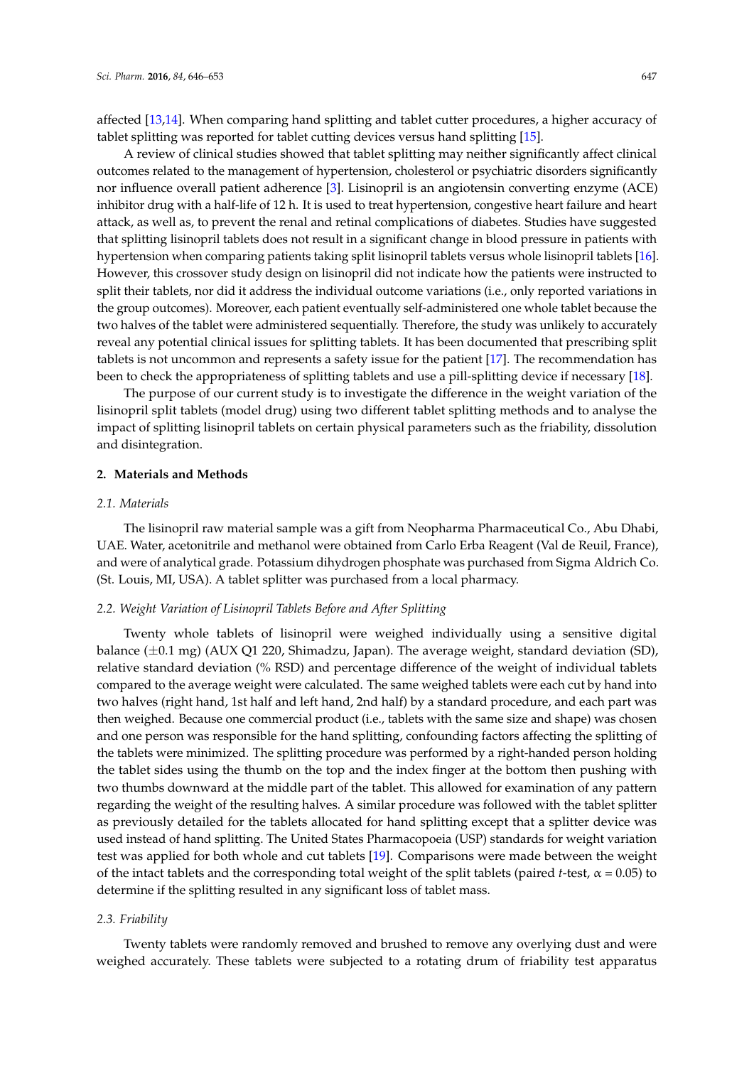affected [13,14]. When comparing hand splitting and tablet cutter procedures, a higher accuracy of tablet splitting was reported for tablet cutting devices versus hand splitting [15].

A review of clinical studies showed that tablet splitting may neither significantly affect clinical outcomes related to the management of hypertension, cholesterol or psychiatric disorders significantly nor influence overall patient adherence [3]. Lisinopril is an angiotensin converting enzyme (ACE) inhibitor drug with a half-life of 12 h. It is used to treat hypertension, congestive heart failure and heart attack, as well as, to prevent the renal and retinal complications of diabetes. Studies have suggested that splitting lisinopril tablets does not result in a significant change in blood pressure in patients with hypertension when comparing patients taking split lisinopril tablets versus whole lisinopril tablets [16]. However, this crossover study design on lisinopril did not indicate how the patients were instructed to split their tablets, nor did it address the individual outcome variations (i.e., only reported variations in the group outcomes). Moreover, each patient eventually self-administered one whole tablet because the two halves of the tablet were administered sequentially. Therefore, the study was unlikely to accurately reveal any potential clinical issues for splitting tablets. It has been documented that prescribing split tablets is not uncommon and represents a safety issue for the patient [17]. The recommendation has been to check the appropriateness of splitting tablets and use a pill-splitting device if necessary [18].

The purpose of our current study is to investigate the difference in the weight variation of the lisinopril split tablets (model drug) using two different tablet splitting methods and to analyse the impact of splitting lisinopril tablets on certain physical parameters such as the friability, dissolution and disintegration.

## 2. Materials and Methods

### 2.1. Materials

The lisinopril raw material sample was a gift from Neopharma Pharmaceutical Co., Abu Dhabi, UAE. Water, acetonitrile and methanol were obtained from Carlo Erba Reagent (Val de Reuil, France), and were of analytical grade. Potassium dihydrogen phosphate was purchased from Sigma Aldrich Co. (St. Louis, MI, USA). A tablet splitter was purchased from a local pharmacy.

### 2.2. Weight Variation of Lisinopril Tablets Before and After Splitting

Twenty whole tablets of lisinopril were weighed individually using a sensitive digital balance (±0.1 mg) (AUX Q1 220, Shimadzu, Japan). The average weight, standard deviation (SD), relative standard deviation (% RSD) and percentage difference of the weight of individual tablets compared to the average weight were calculated. The same weighed tablets were each cut by hand into two halves (right hand, 1st half and left hand, 2nd half) by a standard procedure, and each part was then weighed. Because one commercial product (i.e., tablets with the same size and shape) was chosen and one person was responsible for the hand splitting, confounding factors affecting the splitting of the tablets were minimized. The splitting procedure was performed by a right-handed person holding the tablet sides using the thumb on the top and the index finger at the bottom then pushing with two thumbs downward at the middle part of the tablet. This allowed for examination of any pattern regarding the weight of the resulting halves. A similar procedure was followed with the tablet splitter as previously detailed for the tablets allocated for hand splitting except that a splitter device was used instead of hand splitting. The United States Pharmacopoeia (USP) standards for weight variation test was applied for both whole and cut tablets [19]. Comparisons were made between the weight of the intact tablets and the corresponding total weight of the split tablets (paired $t$-test, $\alpha = 0.05$) to determine if the splitting resulted in any significant loss of tablet mass.

### 2.3. Friability

Twenty tablets were randomly removed and brushed to remove any overlying dust and were weighed accurately. These tablets were subjected to a rotating drum of friability test apparatus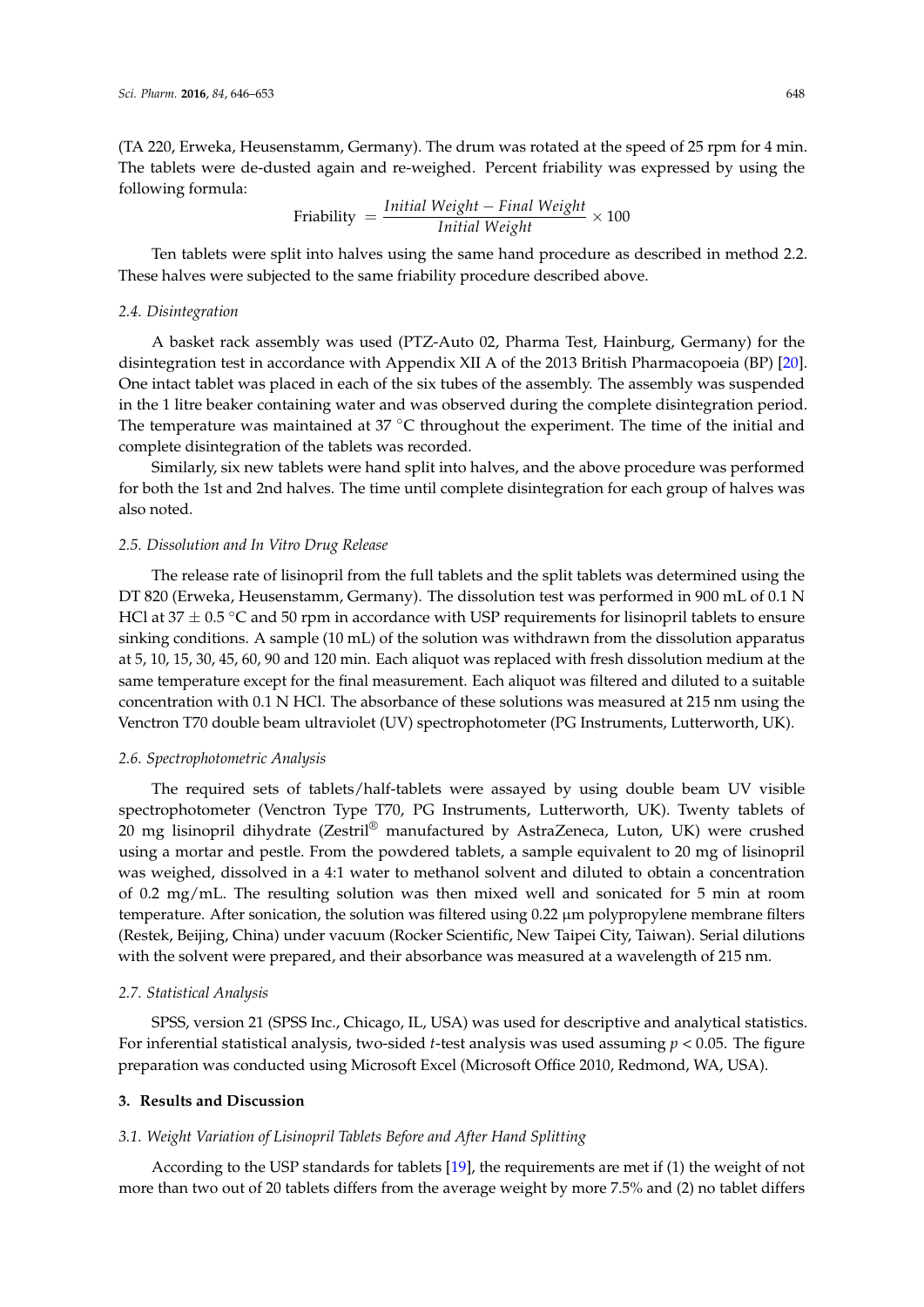(TA 220, Erweka, Heusenstamm, Germany). The drum was rotated at the speed of 25 rpm for 4 min. The tablets were de-dusted again and re-weighed. Percent friability was expressed by using the following formula:

$$\text{Friability} = \frac{\textit{Initial Weight} - \textit{Final Weight}}{\textit{Initial Weight}} \times 100$$

Ten tablets were split into halves using the same hand procedure as described in method 2.2. These halves were subjected to the same friability procedure described above.

### *2.4. Disintegration*

A basket rack assembly was used (PTZ-Auto 02, Pharma Test, Hainburg, Germany) for the disintegration test in accordance with Appendix XII A of the 2013 British Pharmacopoeia (BP) [20]. One intact tablet was placed in each of the six tubes of the assembly. The assembly was suspended in the 1 litre beaker containing water and was observed during the complete disintegration period. The temperature was maintained at 37 °C throughout the experiment. The time of the initial and complete disintegration of the tablets was recorded.

Similarly, six new tablets were hand split into halves, and the above procedure was performed for both the 1st and 2nd halves. The time until complete disintegration for each group of halves was also noted.

### *2.5. Dissolution and In Vitro Drug Release*

The release rate of lisinopril from the full tablets and the split tablets was determined using the DT 820 (Erweka, Heusenstamm, Germany). The dissolution test was performed in 900 mL of 0.1 N HCl at 37 ± 0.5 °C and 50 rpm in accordance with USP requirements for lisinopril tablets to ensure sinking conditions. A sample (10 mL) of the solution was withdrawn from the dissolution apparatus at 5, 10, 15, 30, 45, 60, 90 and 120 min. Each aliquot was replaced with fresh dissolution medium at the same temperature except for the final measurement. Each aliquot was filtered and diluted to a suitable concentration with 0.1 N HCl. The absorbance of these solutions was measured at 215 nm using the Venctron T70 double beam ultraviolet (UV) spectrophotometer (PG Instruments, Lutterworth, UK).

### *2.6. Spectrophotometric Analysis*

The required sets of tablets/half-tablets were assayed by using double beam UV visible spectrophotometer (Venctron Type T70, PG Instruments, Lutterworth, UK). Twenty tablets of 20 mg lisinopril dihydrate (Zestril® manufactured by AstraZeneca, Luton, UK) were crushed using a mortar and pestle. From the powdered tablets, a sample equivalent to 20 mg of lisinopril was weighed, dissolved in a 4:1 water to methanol solvent and diluted to obtain a concentration of 0.2 mg/mL. The resulting solution was then mixed well and sonicated for 5 min at room temperature. After sonication, the solution was filtered using 0.22 µm polypropylene membrane filters (Restek, Beijing, China) under vacuum (Rocker Scientific, New Taipei City, Taiwan). Serial dilutions with the solvent were prepared, and their absorbance was measured at a wavelength of 215 nm.

### *2.7. Statistical Analysis*

SPSS, version 21 (SPSS Inc., Chicago, IL, USA) was used for descriptive and analytical statistics. For inferential statistical analysis, two-sided *t*-test analysis was used assuming $p < 0.05$. The figure preparation was conducted using Microsoft Excel (Microsoft Office 2010, Redmond, WA, USA).

## 3. Results and Discussion

### *3.1. Weight Variation of Lisinopril Tablets Before and After Hand Splitting*

According to the USP standards for tablets [19], the requirements are met if (1) the weight of not more than two out of 20 tablets differs from the average weight by more 7.5% and (2) no tablet differs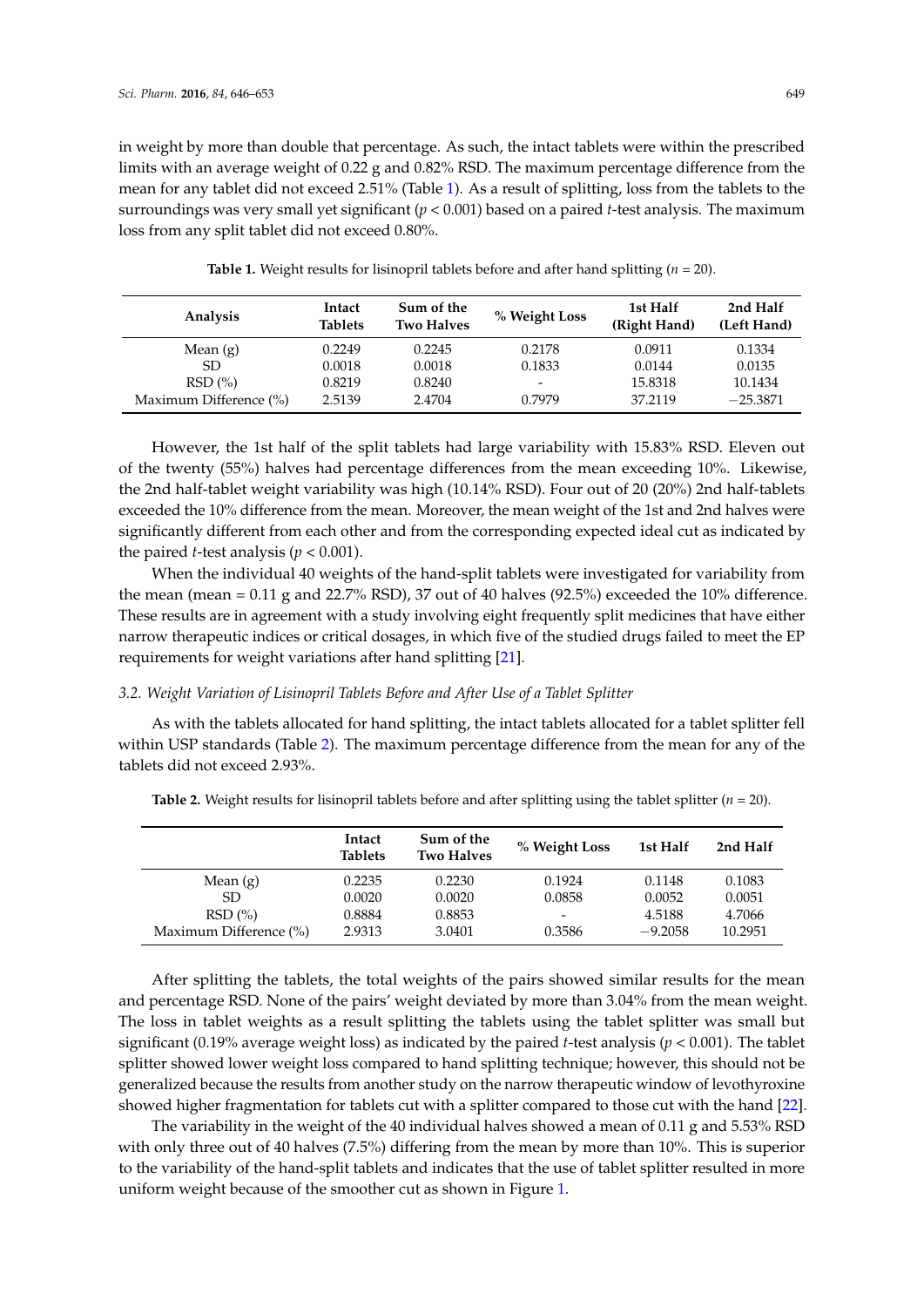in weight by more than double that percentage. As such, the intact tablets were within the prescribed limits with an average weight of 0.22 g and 0.82% RSD. The maximum percentage difference from the mean for any tablet did not exceed 2.51% (Table 1). As a result of splitting, loss from the tablets to the surroundings was very small yet significant ($p < 0.001$) based on a paired *t*-test analysis. The maximum loss from any split tablet did not exceed 0.80%.

**Table 1.** Weight results for lisinopril tablets before and after hand splitting ($n = 20$).

| Analysis | Intact Tablets | Sum of the Two Halves | % Weight Loss | 1st Half (Right Hand) | 2nd Half (Left Hand) |
|---|---|---|---|---|---|
| Mean (g) | 0.2249 | 0.2245 | 0.2178 | 0.0911 | 0.1334 |
| SD | 0.0018 | 0.0018 | 0.1833 | 0.0144 | 0.0135 |
| RSD (%) | 0.8219 | 0.8240 | - | 15.8318 | 10.1434 |
| Maximum Difference (%) | 2.5139 | 2.4704 | 0.7979 | 37.2119 | −25.3871 |

However, the 1st half of the split tablets had large variability with 15.83% RSD. Eleven out of the twenty (55%) halves had percentage differences from the mean exceeding 10%. Likewise, the 2nd half-tablet weight variability was high (10.14% RSD). Four out of 20 (20%) 2nd half-tablets exceeded the 10% difference from the mean. Moreover, the mean weight of the 1st and 2nd halves were significantly different from each other and from the corresponding expected ideal cut as indicated by the paired *t*-test analysis ($p < 0.001$).

When the individual 40 weights of the hand-split tablets were investigated for variability from the mean (mean = 0.11 g and 22.7% RSD), 37 out of 40 halves (92.5%) exceeded the 10% difference. These results are in agreement with a study involving eight frequently split medicines that have either narrow therapeutic indices or critical dosages, in which five of the studied drugs failed to meet the EP requirements for weight variations after hand splitting [21].

### *3.2. Weight Variation of Lisinopril Tablets Before and After Use of a Tablet Splitter*

As with the tablets allocated for hand splitting, the intact tablets allocated for a tablet splitter fell within USP standards (Table 2). The maximum percentage difference from the mean for any of the tablets did not exceed 2.93%.

**Table 2.** Weight results for lisinopril tablets before and after splitting using the tablet splitter ($n = 20$).

| | Intact Tablets | Sum of the Two Halves | % Weight Loss | 1st Half | 2nd Half |
|---|---|---|---|---|---|
| Mean (g) | 0.2235 | 0.2230 | 0.1924 | 0.1148 | 0.1083 |
| SD | 0.0020 | 0.0020 | 0.0858 | 0.0052 | 0.0051 |
| RSD (%) | 0.8884 | 0.8853 | - | 4.5188 | 4.7066 |
| Maximum Difference (%) | 2.9313 | 3.0401 | 0.3586 | −9.2058 | 10.2951 |

After splitting the tablets, the total weights of the pairs showed similar results for the mean and percentage RSD. None of the pairs' weight deviated by more than 3.04% from the mean weight. The loss in tablet weights as a result splitting the tablets using the tablet splitter was small but significant (0.19% average weight loss) as indicated by the paired *t*-test analysis ($p < 0.001$). The tablet splitter showed lower weight loss compared to hand splitting technique; however, this should not be generalized because the results from another study on the narrow therapeutic window of levothyroxine showed higher fragmentation for tablets cut with a splitter compared to those cut with the hand [22].

The variability in the weight of the 40 individual halves showed a mean of 0.11 g and 5.53% RSD with only three out of 40 halves (7.5%) differing from the mean by more than 10%. This is superior to the variability of the hand-split tablets and indicates that the use of tablet splitter resulted in more uniform weight because of the smoother cut as shown in Figure 1.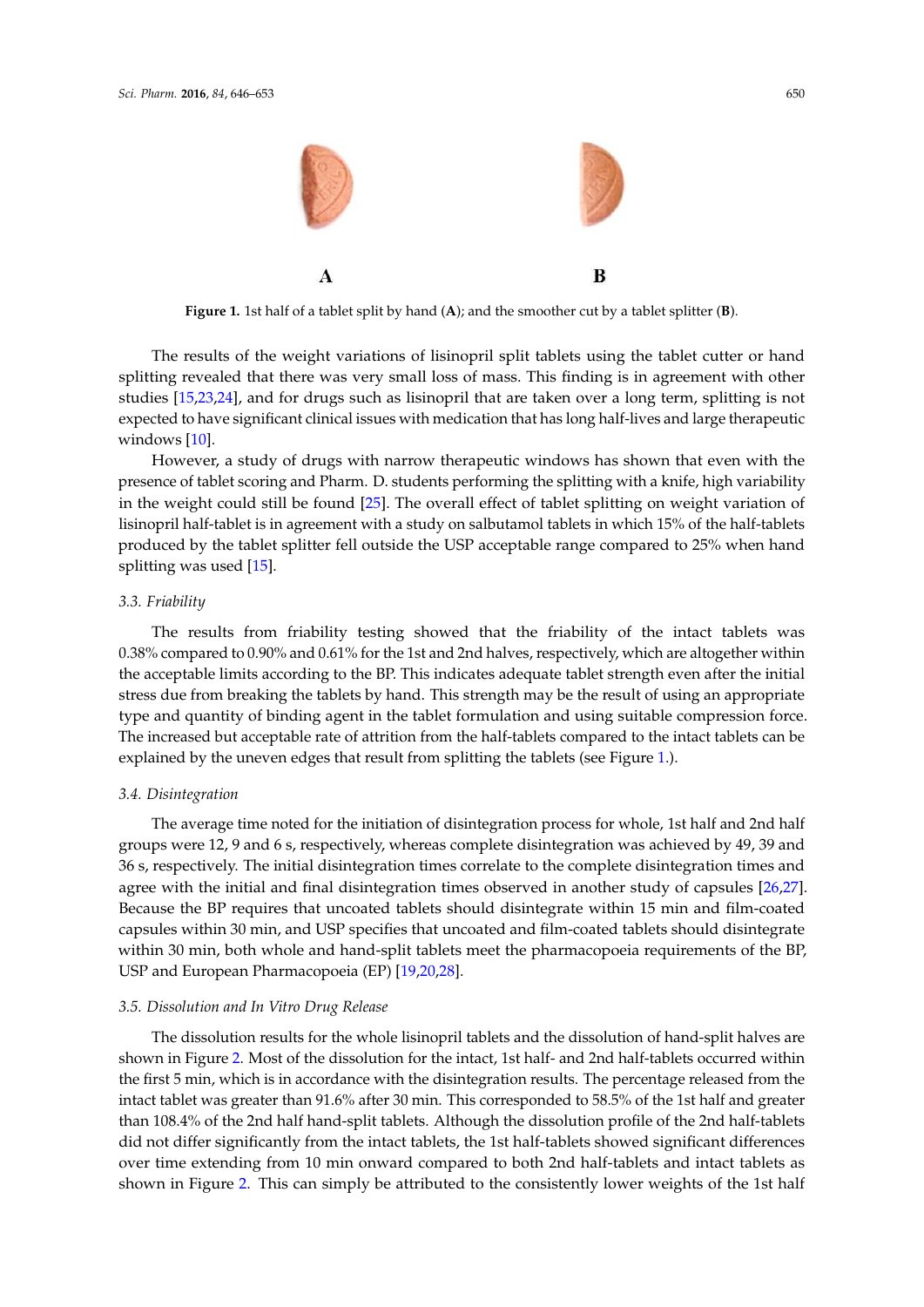Figure 1. 1st half of a tablet split by hand (**A**); and the smoother cut by a tablet splitter (**B**).

The results of the weight variations of lisinopril split tablets using the tablet cutter or hand splitting revealed that there was very small loss of mass. This finding is in agreement with other studies [15,23,24], and for drugs such as lisinopril that are taken over a long term, splitting is not expected to have significant clinical issues with medication that has long half-lives and large therapeutic windows [10].

However, a study of drugs with narrow therapeutic windows has shown that even with the presence of tablet scoring and Pharm. D. students performing the splitting with a knife, high variability in the weight could still be found [25]. The overall effect of tablet splitting on weight variation of lisinopril half-tablet is in agreement with a study on salbutamol tablets in which 15% of the half-tablets produced by the tablet splitter fell outside the USP acceptable range compared to 25% when hand splitting was used [15].

### 3.3. Friability

The results from friability testing showed that the friability of the intact tablets was 0.38% compared to 0.90% and 0.61% for the 1st and 2nd halves, respectively, which are altogether within the acceptable limits according to the BP. This indicates adequate tablet strength even after the initial stress due from breaking the tablets by hand. This strength may be the result of using an appropriate type and quantity of binding agent in the tablet formulation and using suitable compression force. The increased but acceptable rate of attrition from the half-tablets compared to the intact tablets can be explained by the uneven edges that result from splitting the tablets (see Figure 1.).

### 3.4. Disintegration

The average time noted for the initiation of disintegration process for whole, 1st half and 2nd half groups were 12, 9 and 6 s, respectively, whereas complete disintegration was achieved by 49, 39 and 36 s, respectively. The initial disintegration times correlate to the complete disintegration times and agree with the initial and final disintegration times observed in another study of capsules [26,27]. Because the BP requires that uncoated tablets should disintegrate within 15 min and film-coated capsules within 30 min, and USP specifies that uncoated and film-coated tablets should disintegrate within 30 min, both whole and hand-split tablets meet the pharmacopoeia requirements of the BP, USP and European Pharmacopoeia (EP) [19,20,28].

### 3.5. Dissolution and In Vitro Drug Release

The dissolution results for the whole lisinopril tablets and the dissolution of hand-split halves are shown in Figure 2. Most of the dissolution for the intact, 1st half- and 2nd half-tablets occurred within the first 5 min, which is in accordance with the disintegration results. The percentage released from the intact tablet was greater than 91.6% after 30 min. This corresponded to 58.5% of the 1st half and greater than 108.4% of the 2nd half hand-split tablets. Although the dissolution profile of the 2nd half-tablets did not differ significantly from the intact tablets, the 1st half-tablets showed significant differences over time extending from 10 min onward compared to both 2nd half-tablets and intact tablets as shown in Figure 2. This can simply be attributed to the consistently lower weights of the 1st half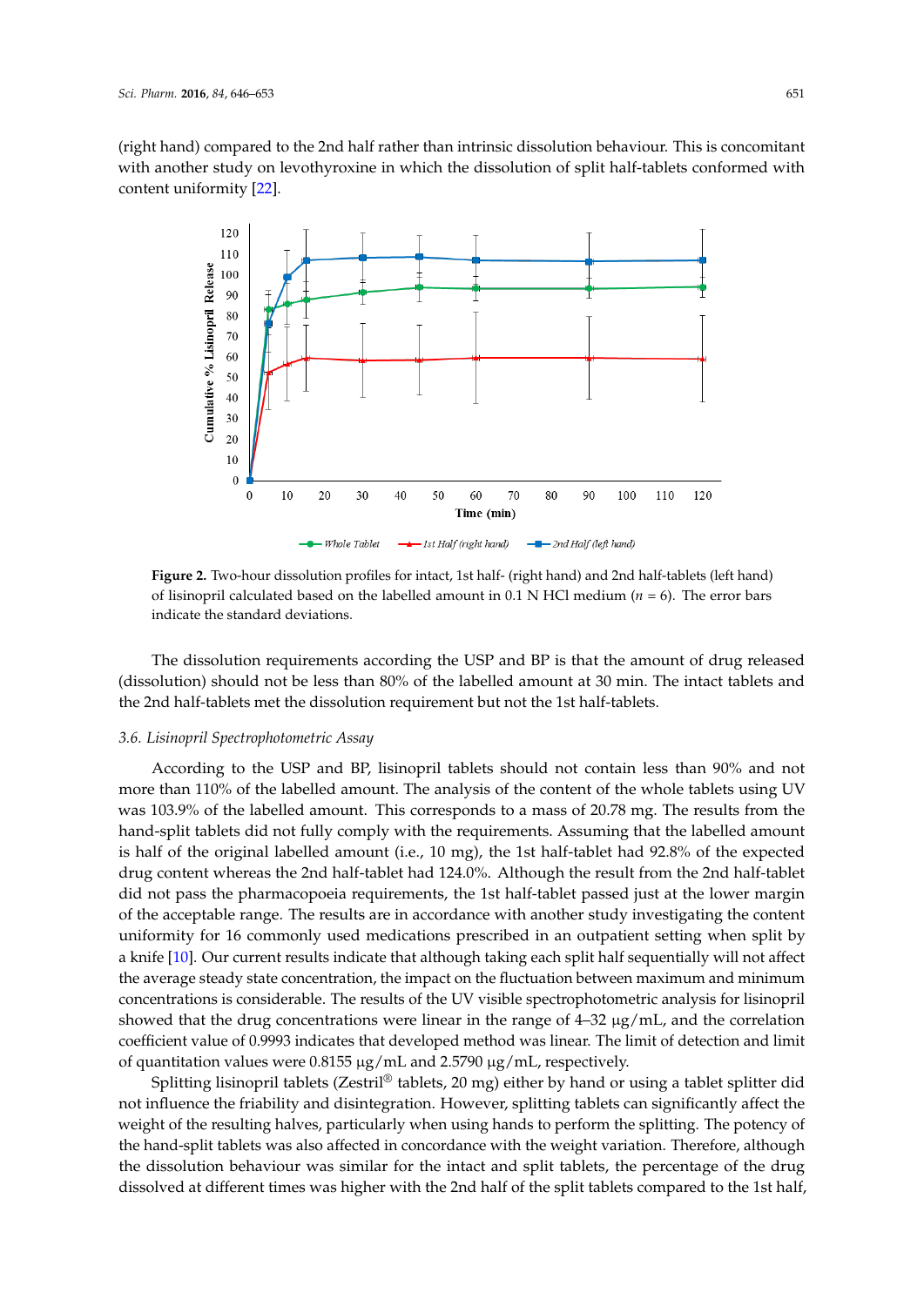(right hand) compared to the 2nd half rather than intrinsic dissolution behaviour. This is concomitant with another study on levothyroxine in which the dissolution of split half-tablets conformed with content uniformity [22].

**Figure 2.** Two-hour dissolution profiles for intact, 1st half- (right hand) and 2nd half-tablets (left hand) of lisinopril calculated based on the labelled amount in 0.1 N HCl medium ($n$ = 6). The error bars indicate the standard deviations.

The dissolution requirements according the USP and BP is that the amount of drug released (dissolution) should not be less than 80% of the labelled amount at 30 min. The intact tablets and the 2nd half-tablets met the dissolution requirement but not the 1st half-tablets.

### 3.6. Lisinopril Spectrophotometric Assay

According to the USP and BP, lisinopril tablets should not contain less than 90% and not more than 110% of the labelled amount. The analysis of the content of the whole tablets using UV was 103.9% of the labelled amount. This corresponds to a mass of 20.78 mg. The results from the hand-split tablets did not fully comply with the requirements. Assuming that the labelled amount is half of the original labelled amount (i.e., 10 mg), the 1st half-tablet had 92.8% of the expected drug content whereas the 2nd half-tablet had 124.0%. Although the result from the 2nd half-tablet did not pass the pharmacopoeia requirements, the 1st half-tablet passed just at the lower margin of the acceptable range. The results are in accordance with another study investigating the content uniformity for 16 commonly used medications prescribed in an outpatient setting when split by a knife [10]. Our current results indicate that although taking each split half sequentially will not affect the average steady state concentration, the impact on the fluctuation between maximum and minimum concentrations is considerable. The results of the UV visible spectrophotometric analysis for lisinopril showed that the drug concentrations were linear in the range of 4–32 μg/mL, and the correlation coefficient value of 0.9993 indicates that developed method was linear. The limit of detection and limit of quantitation values were 0.8155 μg/mL and 2.5790 μg/mL, respectively.

Splitting lisinopril tablets (Zestril® tablets, 20 mg) either by hand or using a tablet splitter did not influence the friability and disintegration. However, splitting tablets can significantly affect the weight of the resulting halves, particularly when using hands to perform the splitting. The potency of the hand-split tablets was also affected in concordance with the weight variation. Therefore, although the dissolution behaviour was similar for the intact and split tablets, the percentage of the drug dissolved at different times was higher with the 2nd half of the split tablets compared to the 1st half,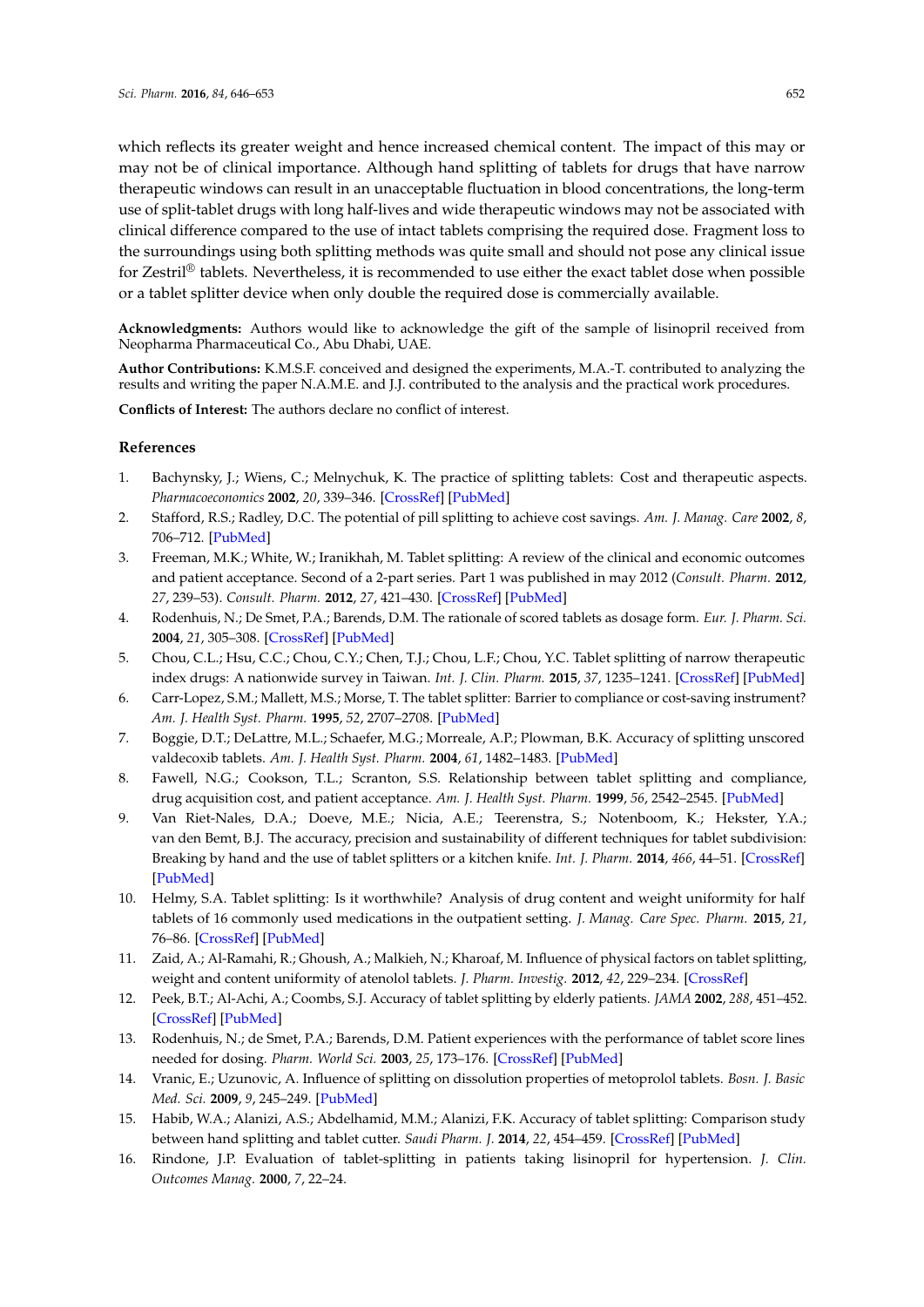which reflects its greater weight and hence increased chemical content. The impact of this may or may not be of clinical importance. Although hand splitting of tablets for drugs that have narrow therapeutic windows can result in an unacceptable fluctuation in blood concentrations, the long-term use of split-tablet drugs with long half-lives and wide therapeutic windows may not be associated with clinical difference compared to the use of intact tablets comprising the required dose. Fragment loss to the surroundings using both splitting methods was quite small and should not pose any clinical issue for Zestril® tablets. Nevertheless, it is recommended to use either the exact tablet dose when possible or a tablet splitter device when only double the required dose is commercially available.

**Acknowledgments:** Authors would like to acknowledge the gift of the sample of lisinopril received from Neopharma Pharmaceutical Co., Abu Dhabi, UAE.

**Author Contributions:** K.M.S.F. conceived and designed the experiments, M.A.-T. contributed to analyzing the results and writing the paper N.A.M.E. and J.J. contributed to the analysis and the practical work procedures.

**Conflicts of Interest:** The authors declare no conflict of interest.

## References

1. Bachynsky, J.; Wiens, C.; Melnychuk, K. The practice of splitting tablets: Cost and therapeutic aspects. *Pharmacoeconomics* **2002**, *20*, 339–346. [CrossRef] [PubMed]
2. Stafford, R.S.; Radley, D.C. The potential of pill splitting to achieve cost savings. *Am. J. Manag. Care* **2002**, *8*, 706–712. [PubMed]
3. Freeman, M.K.; White, W.; Iranikhah, M. Tablet splitting: A review of the clinical and economic outcomes and patient acceptance. Second of a 2-part series. Part 1 was published in may 2012 (*Consult. Pharm.* **2012**, *27*, 239–53). *Consult. Pharm.* **2012**, *27*, 421–430. [CrossRef] [PubMed]
4. Rodenhuis, N.; De Smet, P.A.; Barends, D.M. The rationale of scored tablets as dosage form. *Eur. J. Pharm. Sci.* **2004**, *21*, 305–308. [CrossRef] [PubMed]
5. Chou, C.L.; Hsu, C.C.; Chou, C.Y.; Chen, T.J.; Chou, L.F.; Chou, Y.C. Tablet splitting of narrow therapeutic index drugs: A nationwide survey in Taiwan. *Int. J. Clin. Pharm.* **2015**, *37*, 1235–1241. [CrossRef] [PubMed]
6. Carr-Lopez, S.M.; Mallett, M.S.; Morse, T. The tablet splitter: Barrier to compliance or cost-saving instrument? *Am. J. Health Syst. Pharm.* **1995**, *52*, 2707–2708. [PubMed]
7. Boggie, D.T.; DeLattre, M.L.; Schaefer, M.G.; Morreale, A.P.; Plowman, B.K. Accuracy of splitting unscored valdecoxib tablets. *Am. J. Health Syst. Pharm.* **2004**, *61*, 1482–1483. [PubMed]
8. Fawell, N.G.; Cookson, T.L.; Scranton, S.S. Relationship between tablet splitting and compliance, drug acquisition cost, and patient acceptance. *Am. J. Health Syst. Pharm.* **1999**, *56*, 2542–2545. [PubMed]
9. Van Riet-Nales, D.A.; Doeve, M.E.; Nicia, A.E.; Teerenstra, S.; Notenboom, K.; Hekster, Y.A.; van den Bemt, B.J. The accuracy, precision and sustainability of different techniques for tablet subdivision: Breaking by hand and the use of tablet splitters or a kitchen knife. *Int. J. Pharm.* **2014**, *466*, 44–51. [CrossRef] [PubMed]
10. Helmy, S.A. Tablet splitting: Is it worthwhile? Analysis of drug content and weight uniformity for half tablets of 16 commonly used medications in the outpatient setting. *J. Manag. Care Spec. Pharm.* **2015**, *21*, 76–86. [CrossRef] [PubMed]
11. Zaid, A.; Al-Ramahi, R.; Ghoush, A.; Malkieh, N.; Kharoaf, M. Influence of physical factors on tablet splitting, weight and content uniformity of atenolol tablets. *J. Pharm. Investig.* **2012**, *42*, 229–234. [CrossRef]
12. Peek, B.T.; Al-Achi, A.; Coombs, S.J. Accuracy of tablet splitting by elderly patients. *JAMA* **2002**, *288*, 451–452. [CrossRef] [PubMed]
13. Rodenhuis, N.; de Smet, P.A.; Barends, D.M. Patient experiences with the performance of tablet score lines needed for dosing. *Pharm. World Sci.* **2003**, *25*, 173–176. [CrossRef] [PubMed]
14. Vranic, E.; Uzunovic, A. Influence of splitting on dissolution properties of metoprolol tablets. *Bosn. J. Basic Med. Sci.* **2009**, *9*, 245–249. [PubMed]
15. Habib, W.A.; Alanizi, A.S.; Abdelhamid, M.M.; Alanizi, F.K. Accuracy of tablet splitting: Comparison study between hand splitting and tablet cutter. *Saudi Pharm. J.* **2014**, *22*, 454–459. [CrossRef] [PubMed]
16. Rindone, J.P. Evaluation of tablet-splitting in patients taking lisinopril for hypertension. *J. Clin. Outcomes Manag.* **2000**, *7*, 22–24.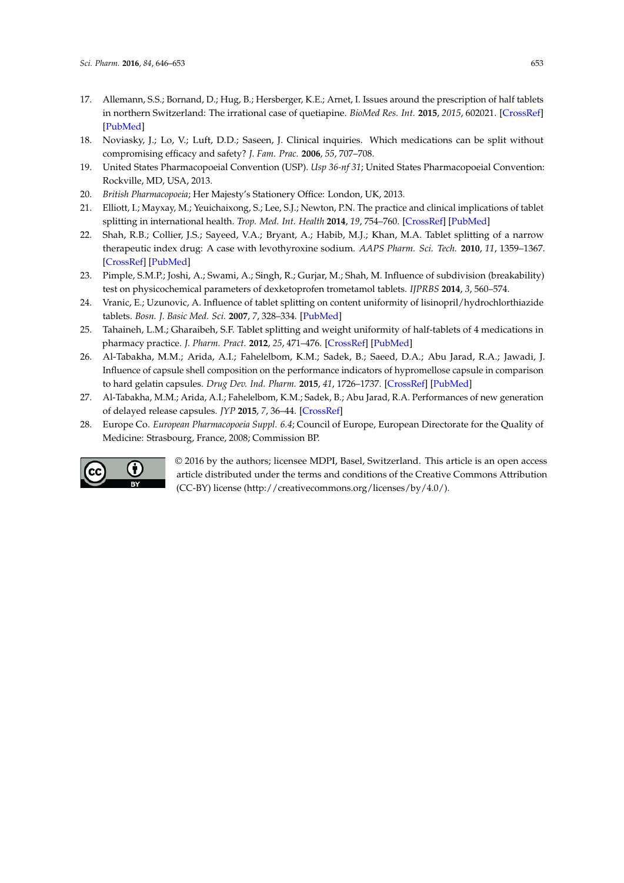17. Allemann, S.S.; Bornand, D.; Hug, B.; Hersberger, K.E.; Arnet, I. Issues around the prescription of half tablets in northern Switzerland: The irrational case of quetiapine. *BioMed Res. Int.* **2015**, *2015*, 602021. [CrossRef] [PubMed]
18. Noviasky, J.; Lo, V.; Luft, D.D.; Saseen, J. Clinical inquiries. Which medications can be split without compromising efficacy and safety? *J. Fam. Prac.* **2006**, *55*, 707–708.
19. United States Pharmacopoeial Convention (USP). *Usp 36-nf 31*; United States Pharmacopoeial Convention: Rockville, MD, USA, 2013.
20. *British Pharmacopoeia*; Her Majesty's Stationery Office: London, UK, 2013.
21. Elliott, I.; Mayxay, M.; Yeuichaixong, S.; Lee, S.J.; Newton, P.N. The practice and clinical implications of tablet splitting in international health. *Trop. Med. Int. Health* **2014**, *19*, 754–760. [CrossRef] [PubMed]
22. Shah, R.B.; Collier, J.S.; Sayeed, V.A.; Bryant, A.; Habib, M.J.; Khan, M.A. Tablet splitting of a narrow therapeutic index drug: A case with levothyroxine sodium. *AAPS Pharm. Sci. Tech.* **2010**, *11*, 1359–1367. [CrossRef] [PubMed]
23. Pimple, S.M.P.; Joshi, A.; Swami, A.; Singh, R.; Gurjar, M.; Shah, M. Influence of subdivision (breakability) test on physicochemical parameters of dexketoprofen trometamol tablets. *IJPRBS* **2014**, *3*, 560–574.
24. Vranic, E.; Uzunovic, A. Influence of tablet splitting on content uniformity of lisinopril/hydrochlorthiazide tablets. *Bosn. J. Basic Med. Sci.* **2007**, *7*, 328–334. [PubMed]
25. Tahaineh, L.M.; Gharaibeh, S.F. Tablet splitting and weight uniformity of half-tablets of 4 medications in pharmacy practice. *J. Pharm. Pract.* **2012**, *25*, 471–476. [CrossRef] [PubMed]
26. Al-Tabakha, M.M.; Arida, A.I.; Fahelelbom, K.M.; Sadek, B.; Saeed, D.A.; Abu Jarad, R.A.; Jawadi, J. Influence of capsule shell composition on the performance indicators of hypromellose capsule in comparison to hard gelatin capsules. *Drug Dev. Ind. Pharm.* **2015**, *41*, 1726–1737. [CrossRef] [PubMed]
27. Al-Tabakha, M.M.; Arida, A.I.; Fahelelbom, K.M.; Sadek, B.; Abu Jarad, R.A. Performances of new generation of delayed release capsules. *JYP* **2015**, *7*, 36–44. [CrossRef]
28. Europe Co. *European Pharmacopoeia Suppl. 6.4*; Council of Europe, European Directorate for the Quality of Medicine: Strasbourg, France, 2008; Commission BP.

© 2016 by the authors; licensee MDPI, Basel, Switzerland. This article is an open access article distributed under the terms and conditions of the Creative Commons Attribution (CC-BY) license (http://creativecommons.org/licenses/by/4.0/).